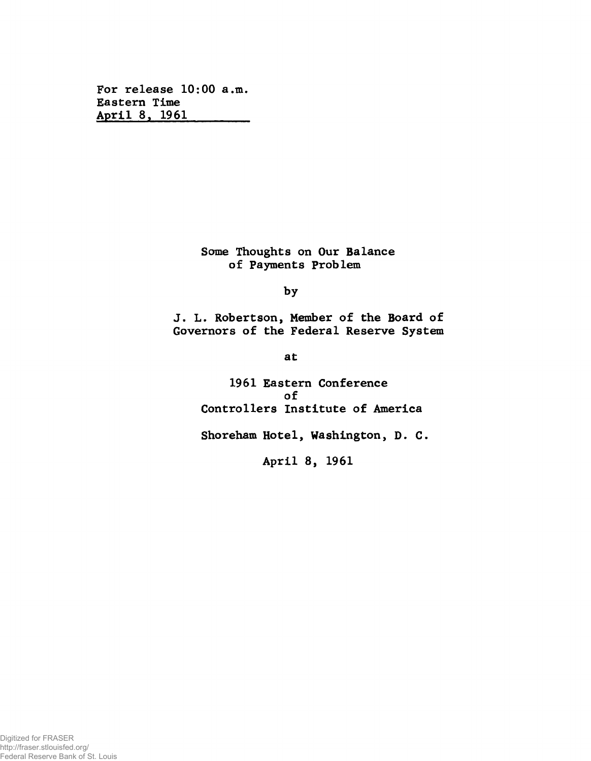For release 10:00 a.m.
Eastern Time
April 8, 1961

# Some Thoughts on Our Balance of Payments Problem

by

J. L. Robertson, Member of the Board of Governors of the Federal Reserve System

at

1961 Eastern Conference
of
Controllers Institute of America

Shoreham Hotel, Washington, D. C.

April 8, 1961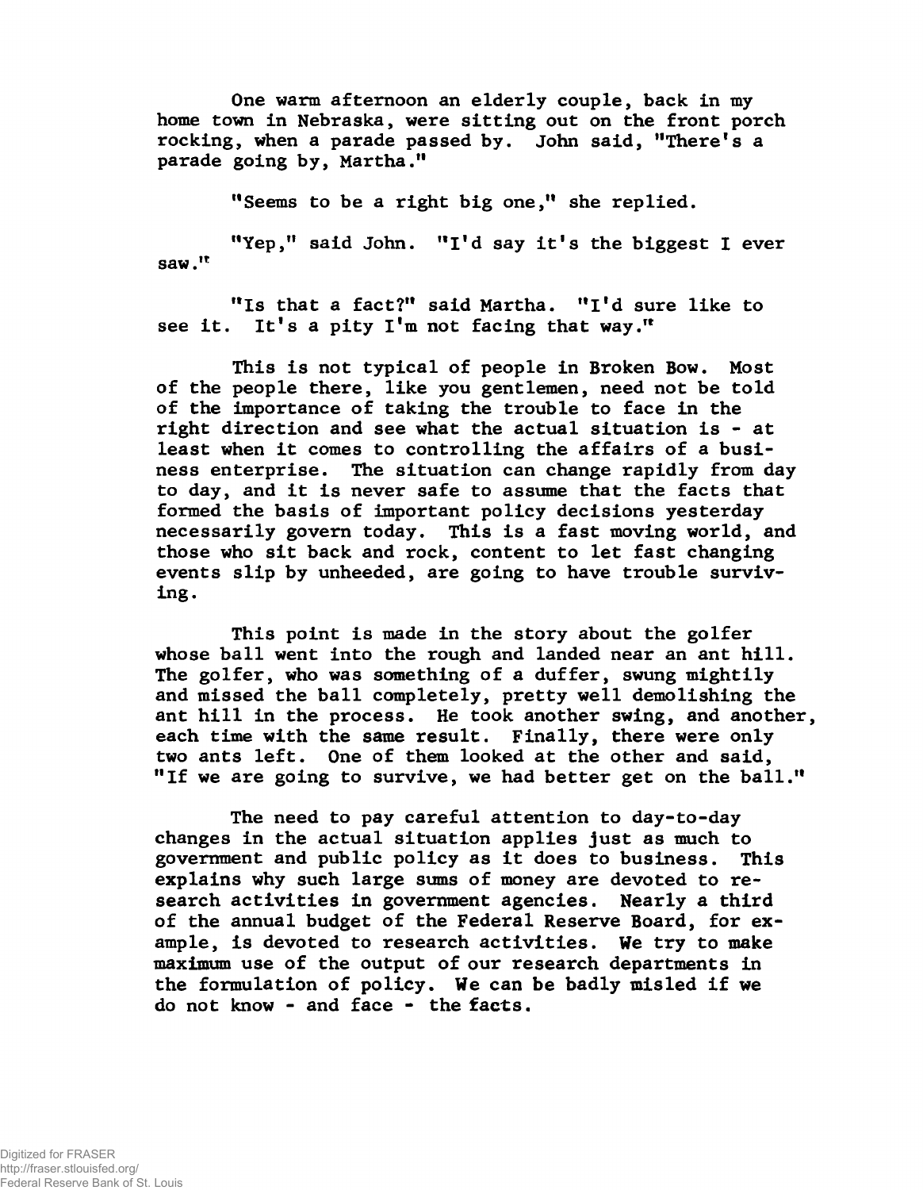One warm afternoon an elderly couple, back in my home town in Nebraska, were sitting out on the front porch rocking, when a parade passed by. John said, "There's a parade going by, Martha."

"Seems to be a right big one," she replied.

"Yep," said John. "I'd say it's the biggest I ever saw."

"Is that a fact?" said Martha. "I'd sure like to see it. It's a pity I'm not facing that way."

This is not typical of people in Broken Bow. Most of the people there, like you gentlemen, need not be told of the importance of taking the trouble to face in the right direction and see what the actual situation is - at least when it comes to controlling the affairs of a business enterprise. The situation can change rapidly from day to day, and it is never safe to assume that the facts that formed the basis of important policy decisions yesterday necessarily govern today. This is a fast moving world, and those who sit back and rock, content to let fast changing events slip by unheeded, are going to have trouble surviving.

This point is made in the story about the golfer whose ball went into the rough and landed near an ant hill. The golfer, who was something of a duffer, swung mightily and missed the ball completely, pretty well demolishing the ant hill in the process. He took another swing, and another, each time with the same result. Finally, there were only two ants left. One of them looked at the other and said, "If we are going to survive, we had better get on the ball."

The need to pay careful attention to day-to-day changes in the actual situation applies just as much to government and public policy as it does to business. This explains why such large sums of money are devoted to research activities in government agencies. Nearly a third of the annual budget of the Federal Reserve Board, for example, is devoted to research activities. We try to make maximum use of the output of our research departments in the formulation of policy. We can be badly misled if we do not know - and face - the facts.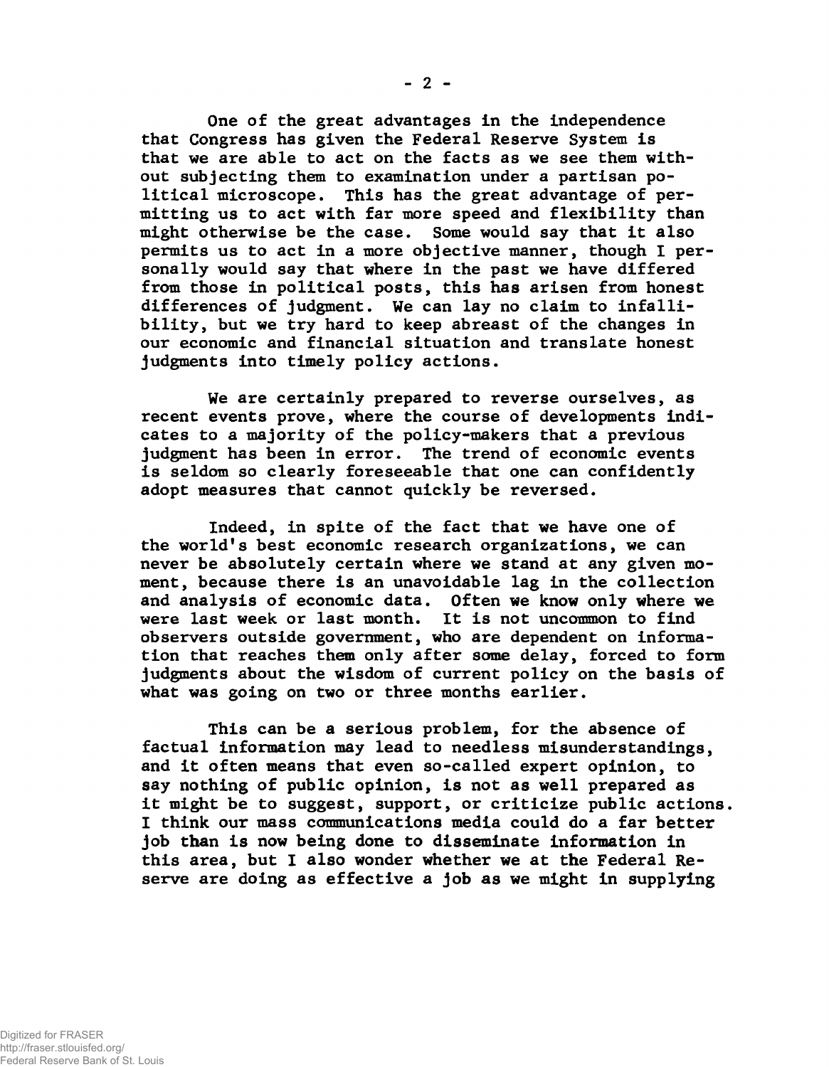One of the great advantages in the independence that Congress has given the Federal Reserve System is that we are able to act on the facts as we see them without subjecting them to examination under a partisan political microscope. This has the great advantage of permitting us to act with far more speed and flexibility than might otherwise be the case. Some would say that it also permits us to act in a more objective manner, though I personally would say that where in the past we have differed from those in political posts, this has arisen from honest differences of judgment. We can lay no claim to infallibility, but we try hard to keep abreast of the changes in our economic and financial situation and translate honest judgments into timely policy actions.

We are certainly prepared to reverse ourselves, as recent events prove, where the course of developments indicates to a majority of the policy-makers that a previous judgment has been in error. The trend of economic events is seldom so clearly foreseeable that one can confidently adopt measures that cannot quickly be reversed.

Indeed, in spite of the fact that we have one of the world's best economic research organizations, we can never be absolutely certain where we stand at any given moment, because there is an unavoidable lag in the collection and analysis of economic data. Often we know only where we were last week or last month. It is not uncommon to find observers outside government, who are dependent on information that reaches them only after some delay, forced to form judgments about the wisdom of current policy on the basis of what was going on two or three months earlier.

This can be a serious problem, for the absence of factual information may lead to needless misunderstandings, and it often means that even so-called expert opinion, to say nothing of public opinion, is not as well prepared as it might be to suggest, support, or criticize public actions. I think our mass communications media could do a far better job than is now being done to disseminate information in this area, but I also wonder whether we at the Federal Reserve are doing as effective a job as we might in supplying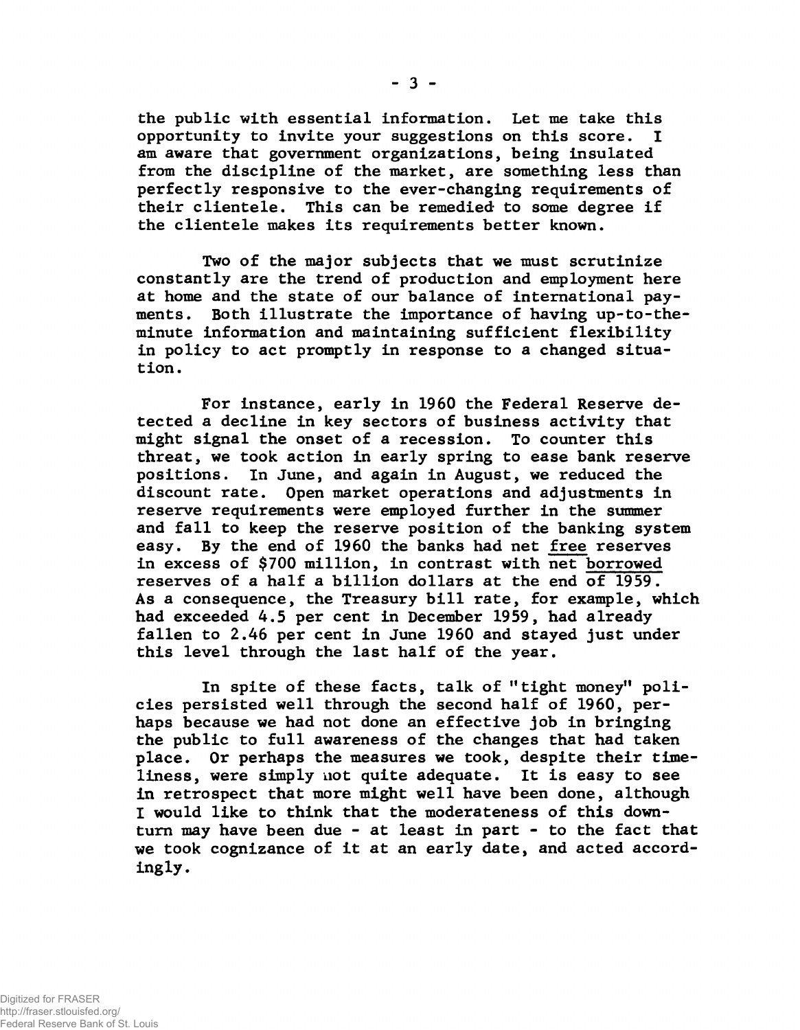the public with essential information. Let me take this opportunity to invite your suggestions on this score. I am aware that government organizations, being insulated from the discipline of the market, are something less than perfectly responsive to the ever-changing requirements of their clientele. This can be remedied to some degree if the clientele makes its requirements better known.

Two of the major subjects that we must scrutinize constantly are the trend of production and employment here at home and the state of our balance of international payments. Both illustrate the importance of having up-to-the-minute information and maintaining sufficient flexibility in policy to act promptly in response to a changed situation.

For instance, early in 1960 the Federal Reserve detected a decline in key sectors of business activity that might signal the onset of a recession. To counter this threat, we took action in early spring to ease bank reserve positions. In June, and again in August, we reduced the discount rate. Open market operations and adjustments in reserve requirements were employed further in the summer and fall to keep the reserve position of the banking system easy. By the end of 1960 the banks had net free reserves in excess of $700 million, in contrast with net borrowed reserves of a half a billion dollars at the end of 1959. As a consequence, the Treasury bill rate, for example, which had exceeded 4.5 per cent in December 1959, had already fallen to 2.46 per cent in June 1960 and stayed just under this level through the last half of the year.

In spite of these facts, talk of "tight money" policies persisted well through the second half of 1960, perhaps because we had not done an effective job in bringing the public to full awareness of the changes that had taken place. Or perhaps the measures we took, despite their timeliness, were simply not quite adequate. It is easy to see in retrospect that more might well have been done, although I would like to think that the moderateness of this downturn may have been due - at least in part - to the fact that we took cognizance of it at an early date, and acted accordingly.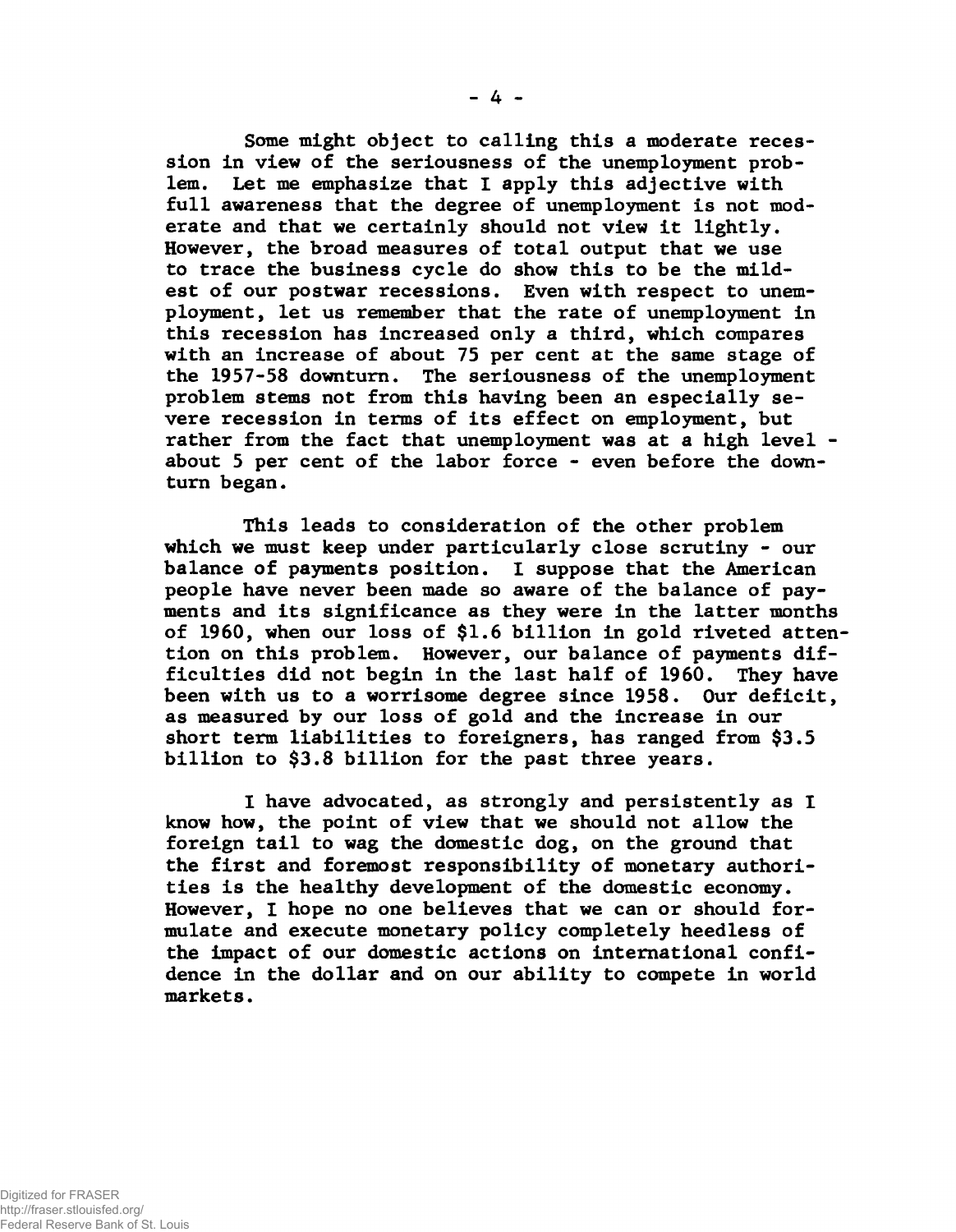Some might object to calling this a moderate recession in view of the seriousness of the unemployment problem. Let me emphasize that I apply this adjective with full awareness that the degree of unemployment is not moderate and that we certainly should not view it lightly. However, the broad measures of total output that we use to trace the business cycle do show this to be the mildest of our postwar recessions. Even with respect to unemployment, let us remember that the rate of unemployment in this recession has increased only a third, which compares with an increase of about 75 per cent at the same stage of the 1957-58 downturn. The seriousness of the unemployment problem stems not from this having been an especially severe recession in terms of its effect on employment, but rather from the fact that unemployment was at a high level - about 5 per cent of the labor force - even before the downturn began.

This leads to consideration of the other problem which we must keep under particularly close scrutiny - our balance of payments position. I suppose that the American people have never been made so aware of the balance of payments and its significance as they were in the latter months of 1960, when our loss of $1.6 billion in gold riveted attention on this problem. However, our balance of payments difficulties did not begin in the last half of 1960. They have been with us to a worrisome degree since 1958. Our deficit, as measured by our loss of gold and the increase in our short term liabilities to foreigners, has ranged from $3.5 billion to $3.8 billion for the past three years.

I have advocated, as strongly and persistently as I know how, the point of view that we should not allow the foreign tail to wag the domestic dog, on the ground that the first and foremost responsibility of monetary authorities is the healthy development of the domestic economy. However, I hope no one believes that we can or should formulate and execute monetary policy completely heedless of the impact of our domestic actions on international confidence in the dollar and on our ability to compete in world markets.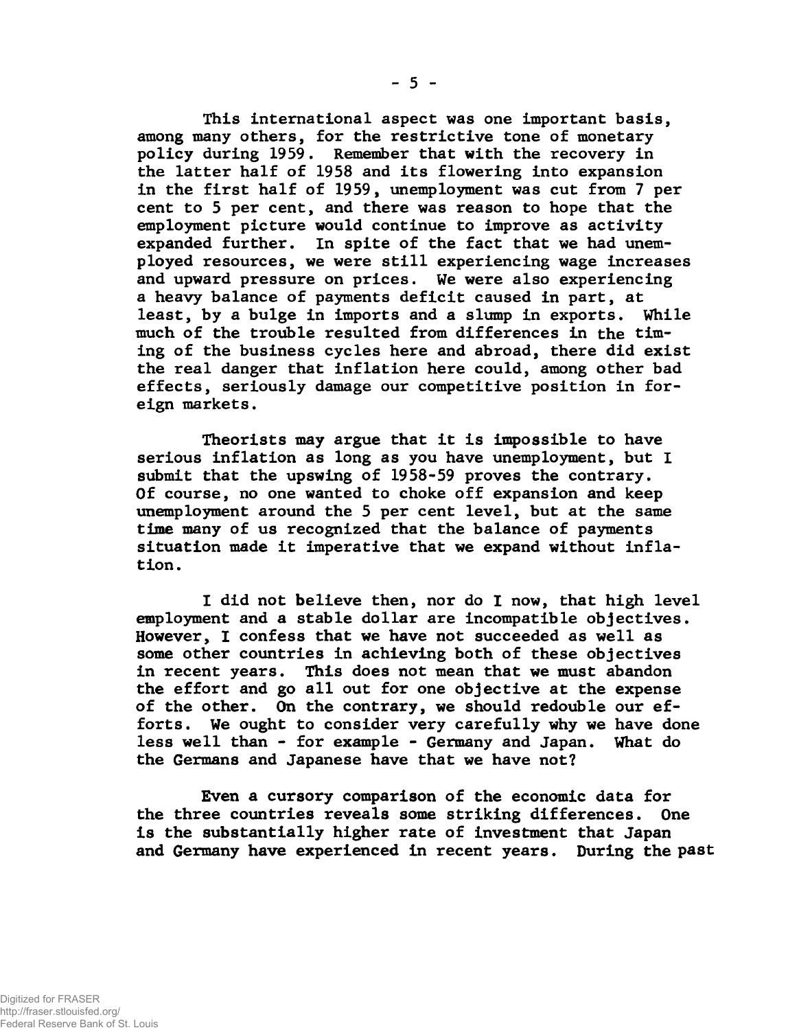This international aspect was one important basis, among many others, for the restrictive tone of monetary policy during 1959. Remember that with the recovery in the latter half of 1958 and its flowering into expansion in the first half of 1959, unemployment was cut from 7 per cent to 5 per cent, and there was reason to hope that the employment picture would continue to improve as activity expanded further. In spite of the fact that we had unemployed resources, we were still experiencing wage increases and upward pressure on prices. We were also experiencing a heavy balance of payments deficit caused in part, at least, by a bulge in imports and a slump in exports. While much of the trouble resulted from differences in the timing of the business cycles here and abroad, there did exist the real danger that inflation here could, among other bad effects, seriously damage our competitive position in foreign markets.

Theorists may argue that it is impossible to have serious inflation as long as you have unemployment, but I submit that the upswing of 1958-59 proves the contrary. Of course, no one wanted to choke off expansion and keep unemployment around the 5 per cent level, but at the same time many of us recognized that the balance of payments situation made it imperative that we expand without inflation.

I did not believe then, nor do I now, that high level employment and a stable dollar are incompatible objectives. However, I confess that we have not succeeded as well as some other countries in achieving both of these objectives in recent years. This does not mean that we must abandon the effort and go all out for one objective at the expense of the other. On the contrary, we should redouble our efforts. We ought to consider very carefully why we have done less well than - for example - Germany and Japan. What do the Germans and Japanese have that we have not?

Even a cursory comparison of the economic data for the three countries reveals some striking differences. One is the substantially higher rate of investment that Japan and Germany have experienced in recent years. During the past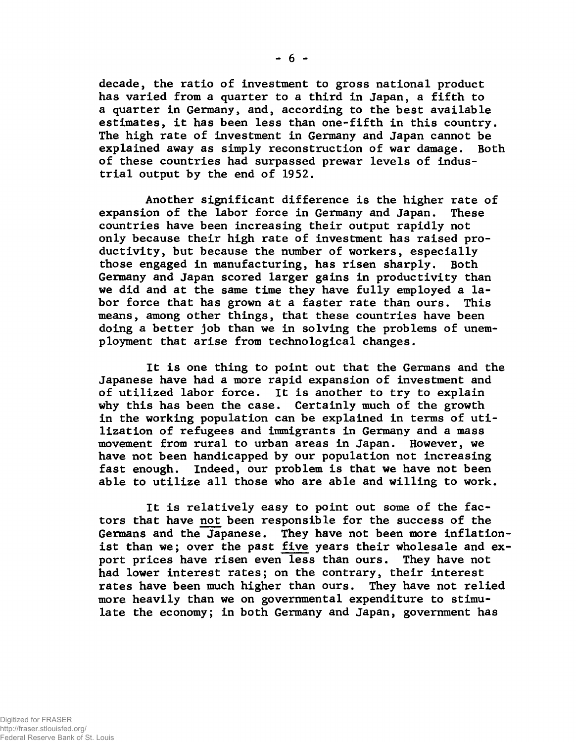decade, the ratio of investment to gross national product has varied from a quarter to a third in Japan, a fifth to a quarter in Germany, and, according to the best available estimates, it has been less than one-fifth in this country. The high rate of investment in Germany and Japan cannot be explained away as simply reconstruction of war damage. Both of these countries had surpassed prewar levels of industrial output by the end of 1952.

Another significant difference is the higher rate of expansion of the labor force in Germany and Japan. These countries have been increasing their output rapidly not only because their high rate of investment has raised productivity, but because the number of workers, especially those engaged in manufacturing, has risen sharply. Both Germany and Japan scored larger gains in productivity than we did and at the same time they have fully employed a labor force that has grown at a faster rate than ours. This means, among other things, that these countries have been doing a better job than we in solving the problems of unemployment that arise from technological changes.

It is one thing to point out that the Germans and the Japanese have had a more rapid expansion of investment and of utilized labor force. It is another to try to explain why this has been the case. Certainly much of the growth in the working population can be explained in terms of utilization of refugees and immigrants in Germany and a mass movement from rural to urban areas in Japan. However, we have not been handicapped by our population not increasing fast enough. Indeed, our problem is that we have not been able to utilize all those who are able and willing to work.

It is relatively easy to point out some of the factors that have <u>not</u> been responsible for the success of the Germans and the Japanese. They have not been more inflationist than we; over the past <u>five</u> years their wholesale and export prices have risen even less than ours. They have not had lower interest rates; on the contrary, their interest rates have been much higher than ours. They have not relied more heavily than we on governmental expenditure to stimulate the economy; in both Germany and Japan, government has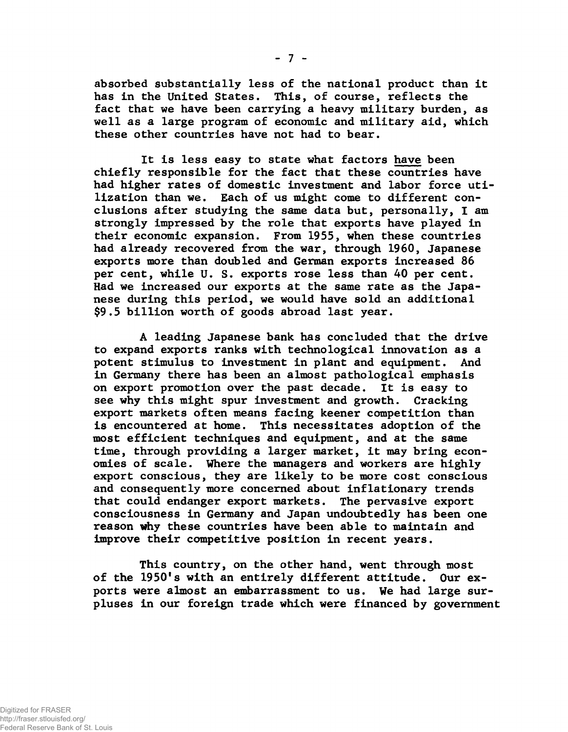absorbed substantially less of the national product than it has in the United States. This, of course, reflects the fact that we have been carrying a heavy military burden, as well as a large program of economic and military aid, which these other countries have not had to bear.

It is less easy to state what factors <u>have</u> been chiefly responsible for the fact that these countries have had higher rates of domestic investment and labor force utilization than we. Each of us might come to different conclusions after studying the same data but, personally, I am strongly impressed by the role that exports have played in their economic expansion. From 1955, when these countries had already recovered from the war, through 1960, Japanese exports more than doubled and German exports increased 86 per cent, while U. S. exports rose less than 40 per cent. Had we increased our exports at the same rate as the Japanese during this period, we would have sold an additional $9.5 billion worth of goods abroad last year.

A leading Japanese bank has concluded that the drive to expand exports ranks with technological innovation as a potent stimulus to investment in plant and equipment. And in Germany there has been an almost pathological emphasis on export promotion over the past decade. It is easy to see why this might spur investment and growth. Cracking export markets often means facing keener competition than is encountered at home. This necessitates adoption of the most efficient techniques and equipment, and at the same time, through providing a larger market, it may bring economies of scale. Where the managers and workers are highly export conscious, they are likely to be more cost conscious and consequently more concerned about inflationary trends that could endanger export markets. The pervasive export consciousness in Germany and Japan undoubtedly has been one reason why these countries have been able to maintain and improve their competitive position in recent years.

This country, on the other hand, went through most of the 1950's with an entirely different attitude. Our exports were almost an embarrassment to us. We had large surpluses in our foreign trade which were financed by government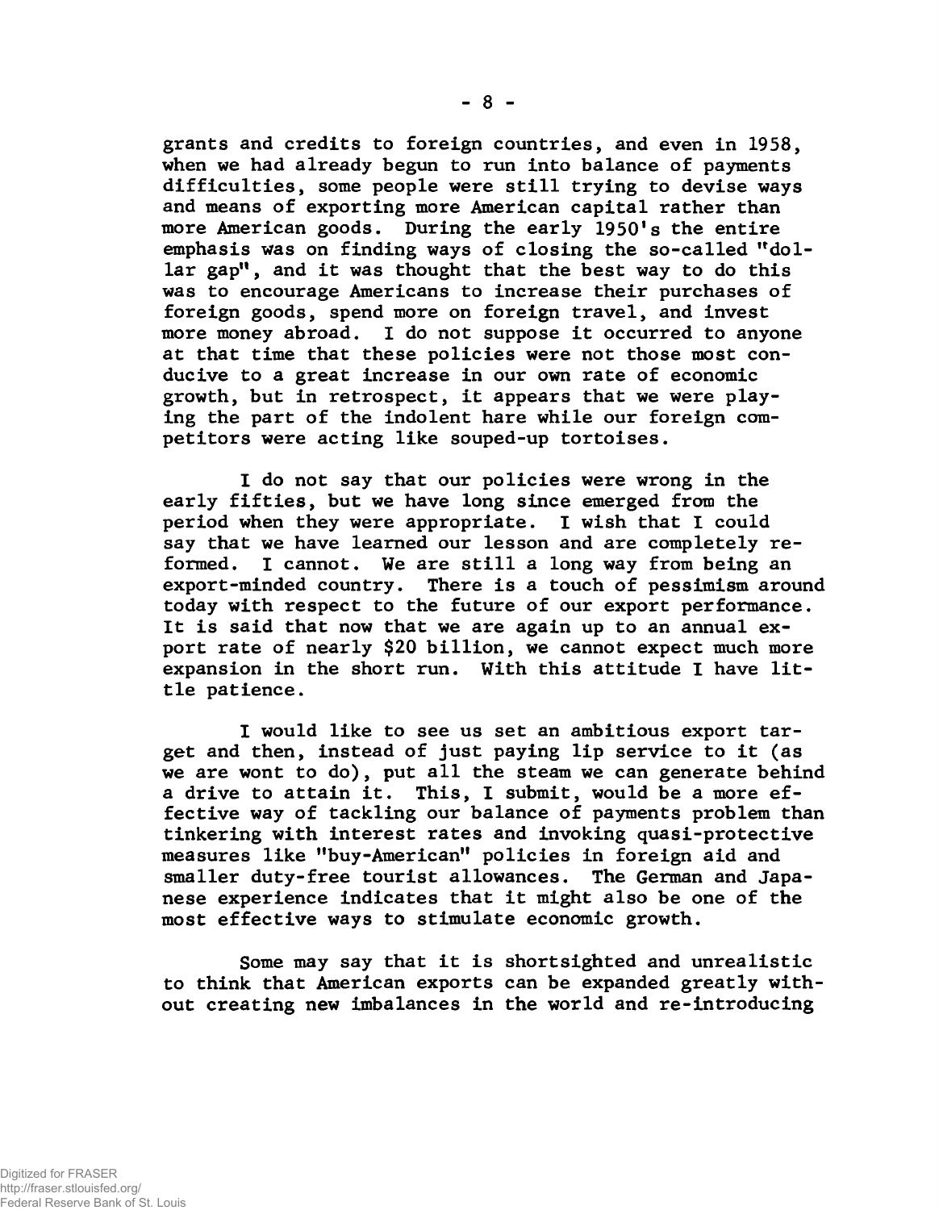grants and credits to foreign countries, and even in 1958, when we had already begun to run into balance of payments difficulties, some people were still trying to devise ways and means of exporting more American capital rather than more American goods. During the early 1950's the entire emphasis was on finding ways of closing the so-called "dollar gap", and it was thought that the best way to do this was to encourage Americans to increase their purchases of foreign goods, spend more on foreign travel, and invest more money abroad. I do not suppose it occurred to anyone at that time that these policies were not those most conducive to a great increase in our own rate of economic growth, but in retrospect, it appears that we were playing the part of the indolent hare while our foreign competitors were acting like souped-up tortoises.

I do not say that our policies were wrong in the early fifties, but we have long since emerged from the period when they were appropriate. I wish that I could say that we have learned our lesson and are completely reformed. I cannot. We are still a long way from being an export-minded country. There is a touch of pessimism around today with respect to the future of our export performance. It is said that now that we are again up to an annual export rate of nearly $20 billion, we cannot expect much more expansion in the short run. With this attitude I have little patience.

I would like to see us set an ambitious export target and then, instead of just paying lip service to it (as we are wont to do), put all the steam we can generate behind a drive to attain it. This, I submit, would be a more effective way of tackling our balance of payments problem than tinkering with interest rates and invoking quasi-protective measures like "buy-American" policies in foreign aid and smaller duty-free tourist allowances. The German and Japanese experience indicates that it might also be one of the most effective ways to stimulate economic growth.

Some may say that it is shortsighted and unrealistic to think that American exports can be expanded greatly without creating new imbalances in the world and re-introducing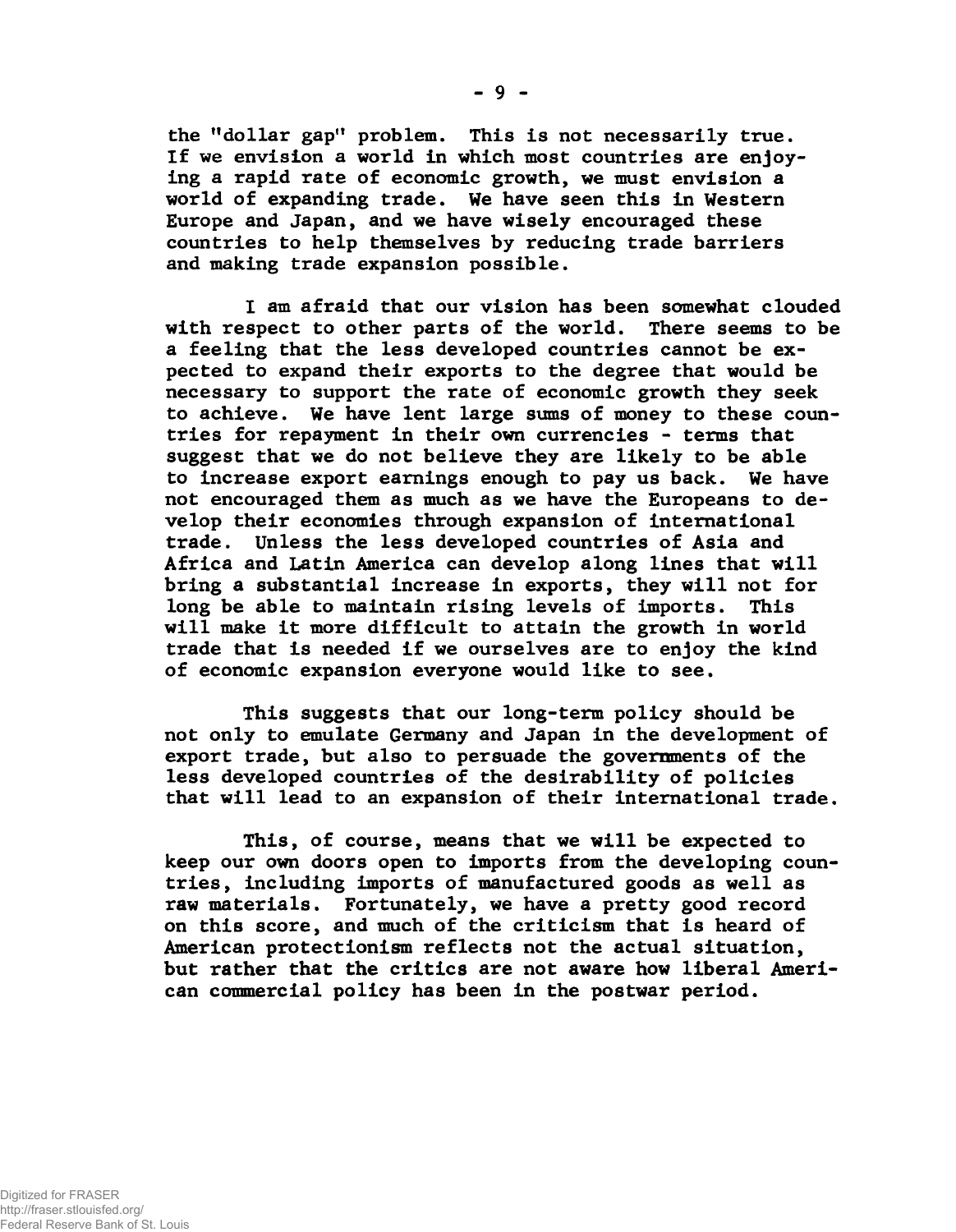the "dollar gap" problem. This is not necessarily true. If we envision a world in which most countries are enjoying a rapid rate of economic growth, we must envision a world of expanding trade. We have seen this in Western Europe and Japan, and we have wisely encouraged these countries to help themselves by reducing trade barriers and making trade expansion possible.

I am afraid that our vision has been somewhat clouded with respect to other parts of the world. There seems to be a feeling that the less developed countries cannot be expected to expand their exports to the degree that would be necessary to support the rate of economic growth they seek to achieve. We have lent large sums of money to these countries for repayment in their own currencies - terms that suggest that we do not believe they are likely to be able to increase export earnings enough to pay us back. We have not encouraged them as much as we have the Europeans to develop their economies through expansion of international trade. Unless the less developed countries of Asia and Africa and Latin America can develop along lines that will bring a substantial increase in exports, they will not for long be able to maintain rising levels of imports. This will make it more difficult to attain the growth in world trade that is needed if we ourselves are to enjoy the kind of economic expansion everyone would like to see.

This suggests that our long-term policy should be not only to emulate Germany and Japan in the development of export trade, but also to persuade the governments of the less developed countries of the desirability of policies that will lead to an expansion of their international trade.

This, of course, means that we will be expected to keep our own doors open to imports from the developing countries, including imports of manufactured goods as well as raw materials. Fortunately, we have a pretty good record on this score, and much of the criticism that is heard of American protectionism reflects not the actual situation, but rather that the critics are not aware how liberal American commercial policy has been in the postwar period.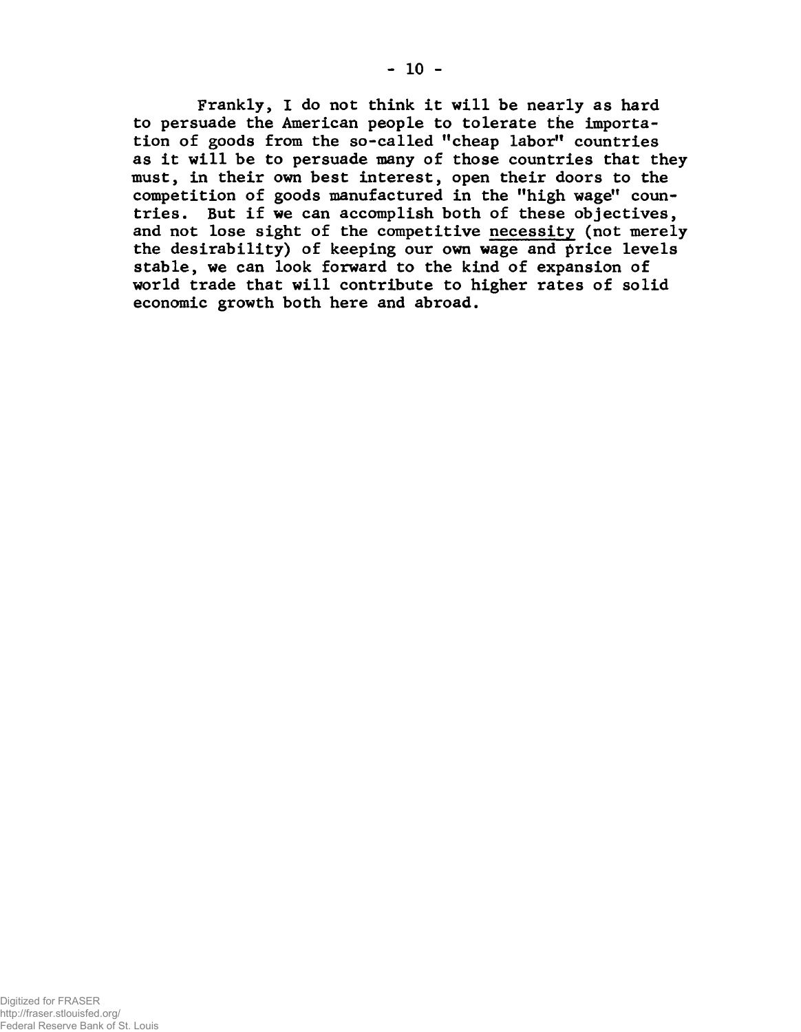Frankly, I do not think it will be nearly as hard to persuade the American people to tolerate the importation of goods from the so-called "cheap labor" countries as it will be to persuade many of those countries that they must, in their own best interest, open their doors to the competition of goods manufactured in the "high wage" countries. But if we can accomplish both of these objectives, and not lose sight of the competitive necessity (not merely the desirability) of keeping our own wage and price levels stable, we can look forward to the kind of expansion of world trade that will contribute to higher rates of solid economic growth both here and abroad.